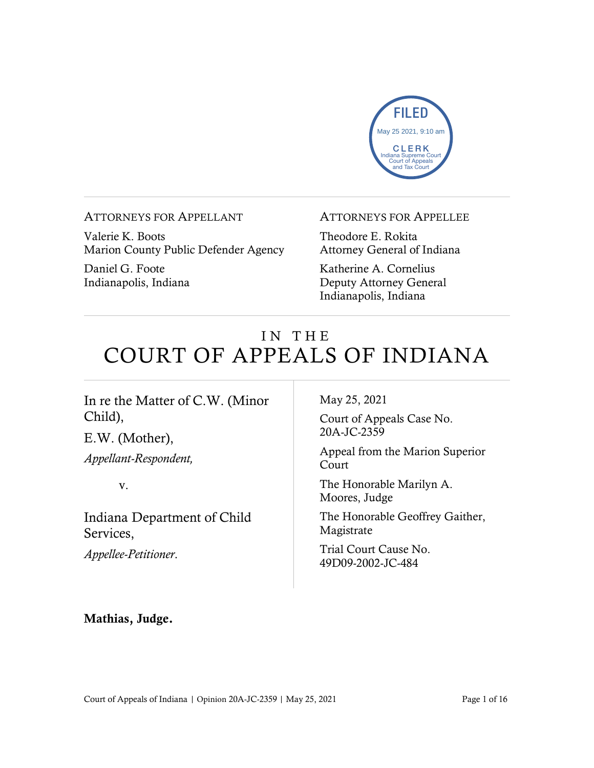FILED
May 25 2021, 9:10 am
CLERK
Indiana Supreme Court
Court of Appeals
and Tax Court

ATTORNEYS FOR APPELLANT

Valerie K. Boots
Marion County Public Defender Agency

Daniel G. Foote
Indianapolis, Indiana

ATTORNEYS FOR APPELLEE

Theodore E. Rokita
Attorney General of Indiana

Katherine A. Cornelius
Deputy Attorney General
Indianapolis, Indiana

# IN THE COURT OF APPEALS OF INDIANA

In re the Matter of C.W. (Minor Child),

E.W. (Mother),

*Appellant-Respondent,*

v.

Indiana Department of Child Services,

*Appellee-Petitioner*.

May 25, 2021

Court of Appeals Case No. 20A-JC-2359

Appeal from the Marion Superior Court

The Honorable Marilyn A. Moores, Judge

The Honorable Geoffrey Gaither, Magistrate

Trial Court Cause No. 49D09-2002-JC-484

**Mathias, Judge.**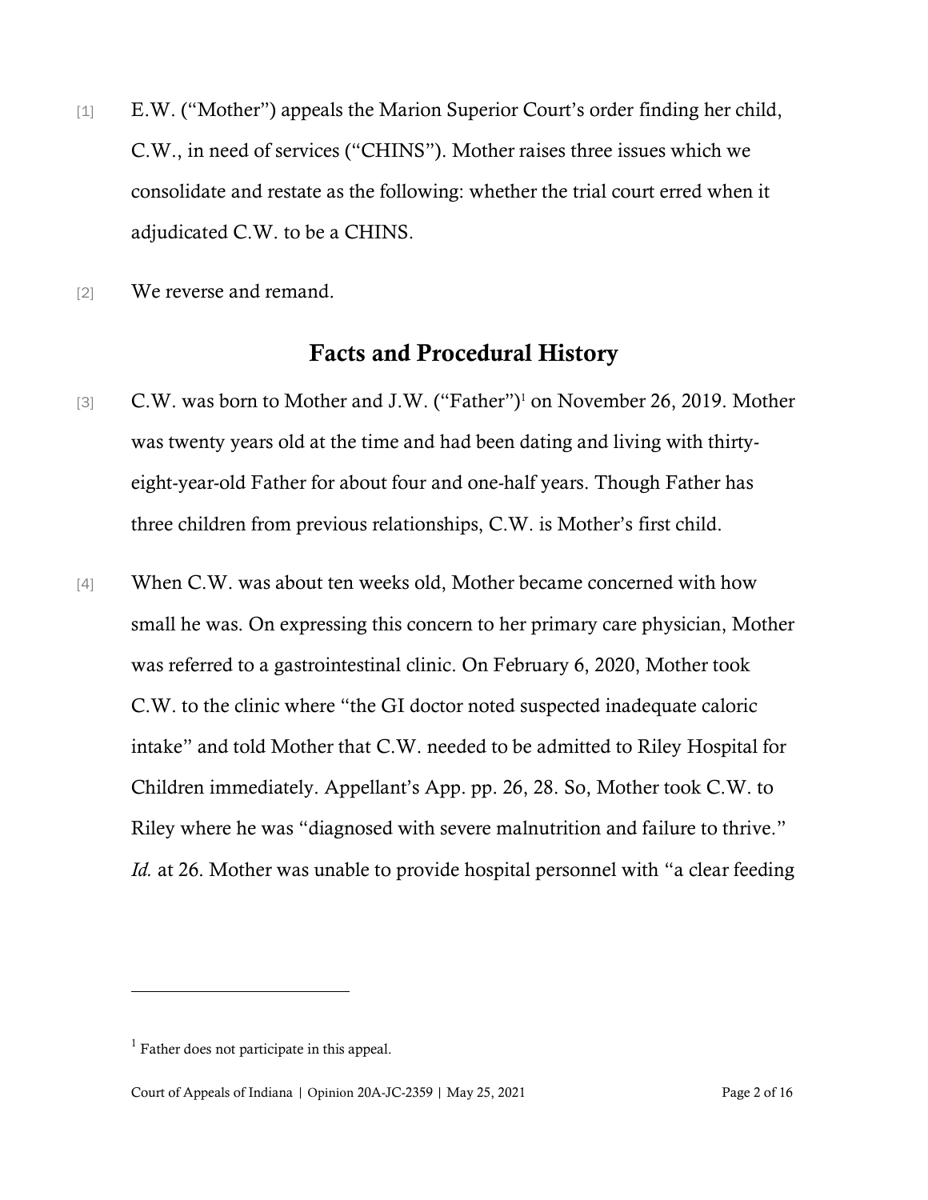[1] E.W. ("Mother") appeals the Marion Superior Court's order finding her child, C.W., in need of services ("CHINS"). Mother raises three issues which we consolidate and restate as the following: whether the trial court erred when it adjudicated C.W. to be a CHINS.

[2] We reverse and remand.

## Facts and Procedural History

[3] C.W. was born to Mother and J.W. ("Father")[1] on November 26, 2019. Mother was twenty years old at the time and had been dating and living with thirty-eight-year-old Father for about four and one-half years. Though Father has three children from previous relationships, C.W. is Mother's first child.

[4] When C.W. was about ten weeks old, Mother became concerned with how small he was. On expressing this concern to her primary care physician, Mother was referred to a gastrointestinal clinic. On February 6, 2020, Mother took C.W. to the clinic where "the GI doctor noted suspected inadequate caloric intake" and told Mother that C.W. needed to be admitted to Riley Hospital for Children immediately. Appellant's App. pp. 26, 28. So, Mother took C.W. to Riley where he was "diagnosed with severe malnutrition and failure to thrive." *Id.* at 26. Mother was unable to provide hospital personnel with "a clear feeding

[1] Father does not participate in this appeal.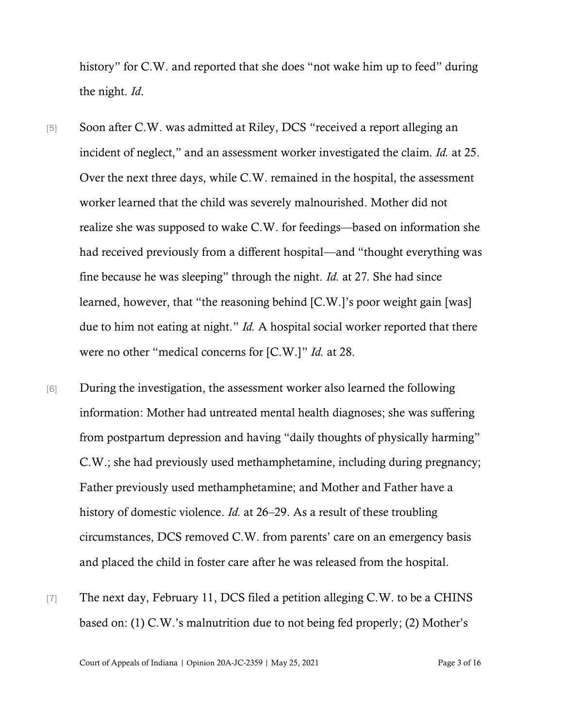history" for C.W. and reported that she does "not wake him up to feed" during the night. *Id.*

[5] Soon after C.W. was admitted at Riley, DCS "received a report alleging an incident of neglect," and an assessment worker investigated the claim. *Id.* at 25. Over the next three days, while C.W. remained in the hospital, the assessment worker learned that the child was severely malnourished. Mother did not realize she was supposed to wake C.W. for feedings—based on information she had received previously from a different hospital—and "thought everything was fine because he was sleeping" through the night. *Id.* at 27. She had since learned, however, that "the reasoning behind [C.W.]'s poor weight gain [was] due to him not eating at night." *Id.* A hospital social worker reported that there were no other "medical concerns for [C.W.]" *Id.* at 28.

[6] During the investigation, the assessment worker also learned the following information: Mother had untreated mental health diagnoses; she was suffering from postpartum depression and having "daily thoughts of physically harming" C.W.; she had previously used methamphetamine, including during pregnancy; Father previously used methamphetamine; and Mother and Father have a history of domestic violence. *Id.* at 26–29. As a result of these troubling circumstances, DCS removed C.W. from parents' care on an emergency basis and placed the child in foster care after he was released from the hospital.

[7] The next day, February 11, DCS filed a petition alleging C.W. to be a CHINS based on: (1) C.W.'s malnutrition due to not being fed properly; (2) Mother's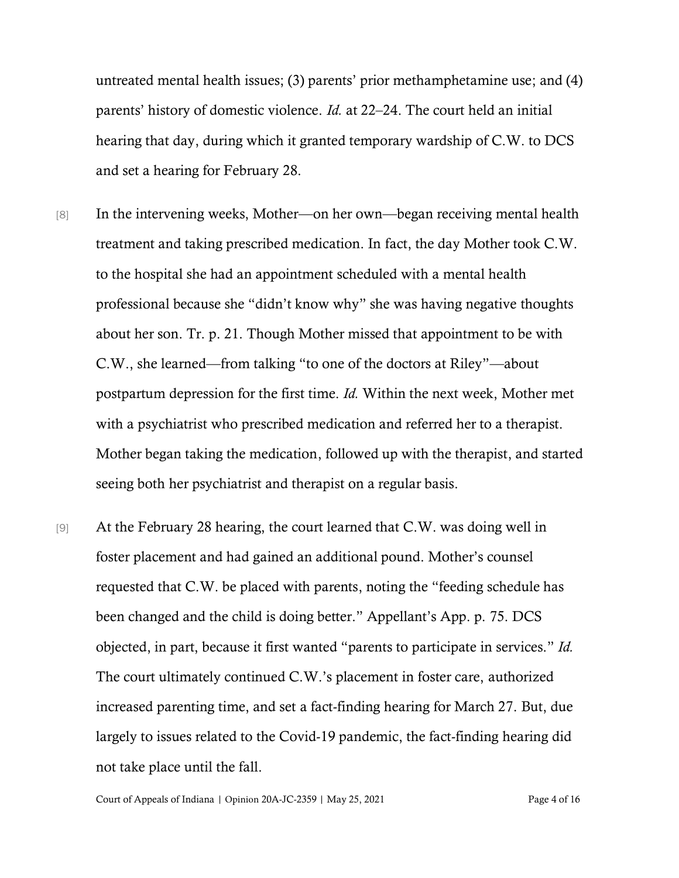untreated mental health issues; (3) parents' prior methamphetamine use; and (4) parents' history of domestic violence. *Id.* at 22–24. The court held an initial hearing that day, during which it granted temporary wardship of C.W. to DCS and set a hearing for February 28.

[8] In the intervening weeks, Mother—on her own—began receiving mental health treatment and taking prescribed medication. In fact, the day Mother took C.W. to the hospital she had an appointment scheduled with a mental health professional because she "didn't know why" she was having negative thoughts about her son. Tr. p. 21. Though Mother missed that appointment to be with C.W., she learned—from talking "to one of the doctors at Riley"—about postpartum depression for the first time. *Id.* Within the next week, Mother met with a psychiatrist who prescribed medication and referred her to a therapist. Mother began taking the medication, followed up with the therapist, and started seeing both her psychiatrist and therapist on a regular basis.

[9] At the February 28 hearing, the court learned that C.W. was doing well in foster placement and had gained an additional pound. Mother's counsel requested that C.W. be placed with parents, noting the "feeding schedule has been changed and the child is doing better." Appellant's App. p. 75. DCS objected, in part, because it first wanted "parents to participate in services." *Id.* The court ultimately continued C.W.'s placement in foster care, authorized increased parenting time, and set a fact-finding hearing for March 27. But, due largely to issues related to the Covid-19 pandemic, the fact-finding hearing did not take place until the fall.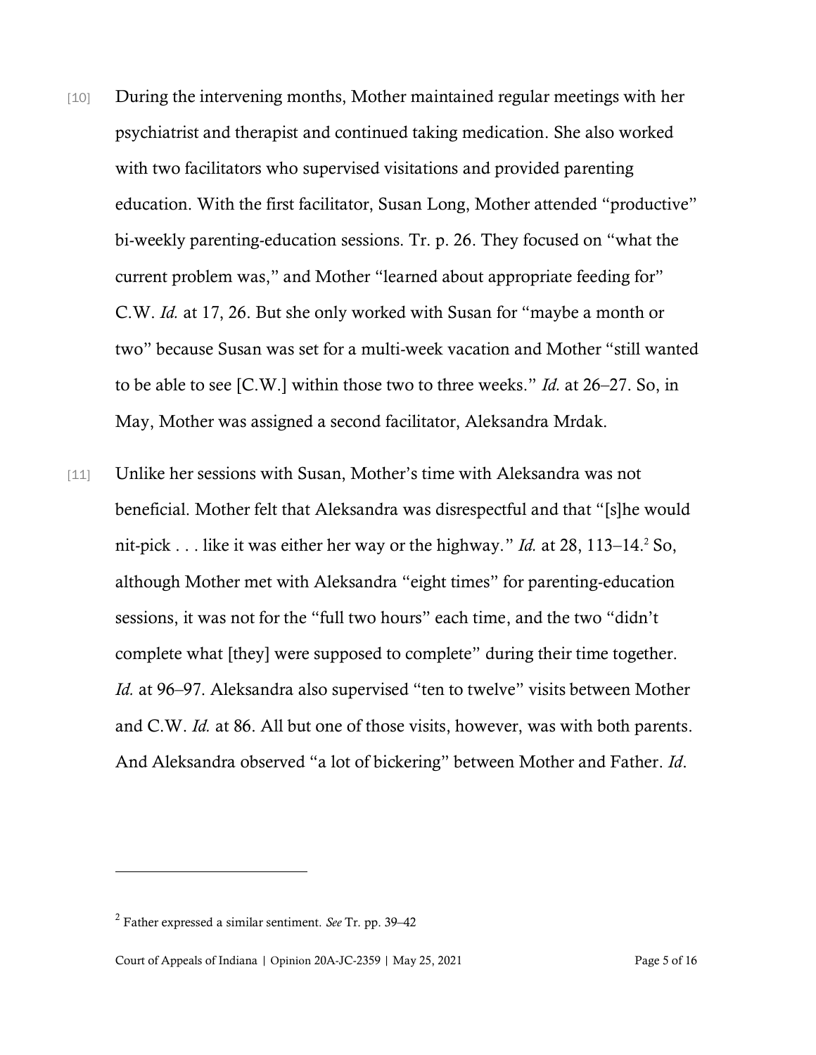[10] During the intervening months, Mother maintained regular meetings with her psychiatrist and therapist and continued taking medication. She also worked with two facilitators who supervised visitations and provided parenting education. With the first facilitator, Susan Long, Mother attended "productive" bi-weekly parenting-education sessions. Tr. p. 26. They focused on "what the current problem was," and Mother "learned about appropriate feeding for" C.W. *Id.* at 17, 26. But she only worked with Susan for "maybe a month or two" because Susan was set for a multi-week vacation and Mother "still wanted to be able to see [C.W.] within those two to three weeks." *Id.* at 26–27. So, in May, Mother was assigned a second facilitator, Aleksandra Mrdak.

[11] Unlike her sessions with Susan, Mother's time with Aleksandra was not beneficial. Mother felt that Aleksandra was disrespectful and that "[s]he would nit-pick . . . like it was either her way or the highway." *Id.* at 28, 113–14.[2] So, although Mother met with Aleksandra "eight times" for parenting-education sessions, it was not for the "full two hours" each time, and the two "didn't complete what [they] were supposed to complete" during their time together. *Id.* at 96–97. Aleksandra also supervised "ten to twelve" visits between Mother and C.W. *Id.* at 86. All but one of those visits, however, was with both parents. And Aleksandra observed "a lot of bickering" between Mother and Father. *Id.*

---

[2] Father expressed a similar sentiment. *See* Tr. pp. 39–42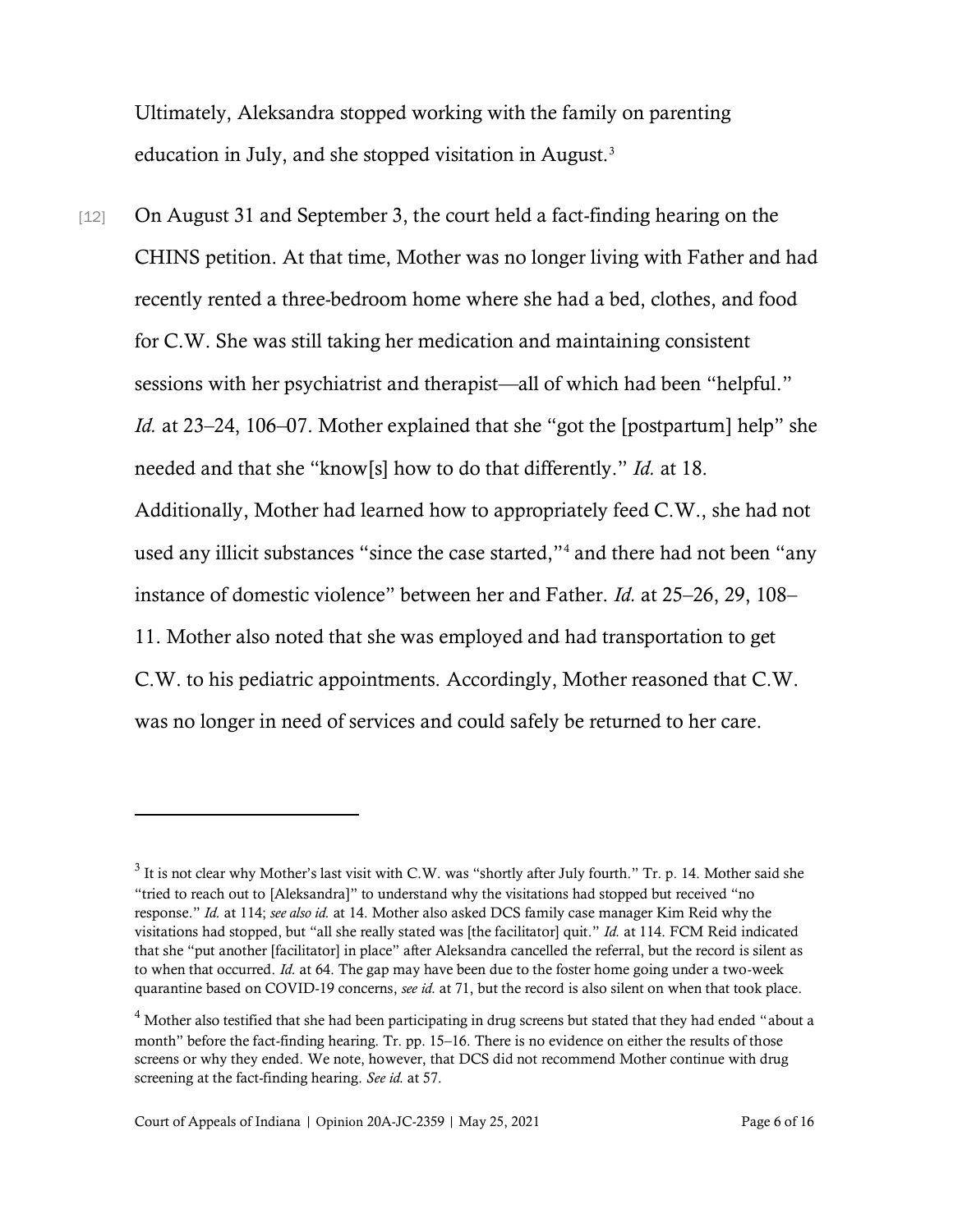Ultimately, Aleksandra stopped working with the family on parenting education in July, and she stopped visitation in August.[3]

[12] On August 31 and September 3, the court held a fact-finding hearing on the CHINS petition. At that time, Mother was no longer living with Father and had recently rented a three-bedroom home where she had a bed, clothes, and food for C.W. She was still taking her medication and maintaining consistent sessions with her psychiatrist and therapist—all of which had been "helpful." *Id.* at 23–24, 106–07. Mother explained that she "got the [postpartum] help" she needed and that she "know[s] how to do that differently." *Id.* at 18. Additionally, Mother had learned how to appropriately feed C.W., she had not used any illicit substances "since the case started,"[4] and there had not been "any instance of domestic violence" between her and Father. *Id.* at 25–26, 29, 108–11. Mother also noted that she was employed and had transportation to get C.W. to his pediatric appointments. Accordingly, Mother reasoned that C.W. was no longer in need of services and could safely be returned to her care.

---

[3] It is not clear why Mother's last visit with C.W. was "shortly after July fourth." Tr. p. 14. Mother said she "tried to reach out to [Aleksandra]" to understand why the visitations had stopped but received "no response." *Id.* at 114; *see also id.* at 14. Mother also asked DCS family case manager Kim Reid why the visitations had stopped, but "all she really stated was [the facilitator] quit." *Id.* at 114. FCM Reid indicated that she "put another [facilitator] in place" after Aleksandra cancelled the referral, but the record is silent as to when that occurred. *Id.* at 64. The gap may have been due to the foster home going under a two-week quarantine based on COVID-19 concerns, *see id.* at 71, but the record is also silent on when that took place.

[4] Mother also testified that she had been participating in drug screens but stated that they had ended "about a month" before the fact-finding hearing. Tr. pp. 15–16. There is no evidence on either the results of those screens or why they ended. We note, however, that DCS did not recommend Mother continue with drug screening at the fact-finding hearing. *See id.* at 57.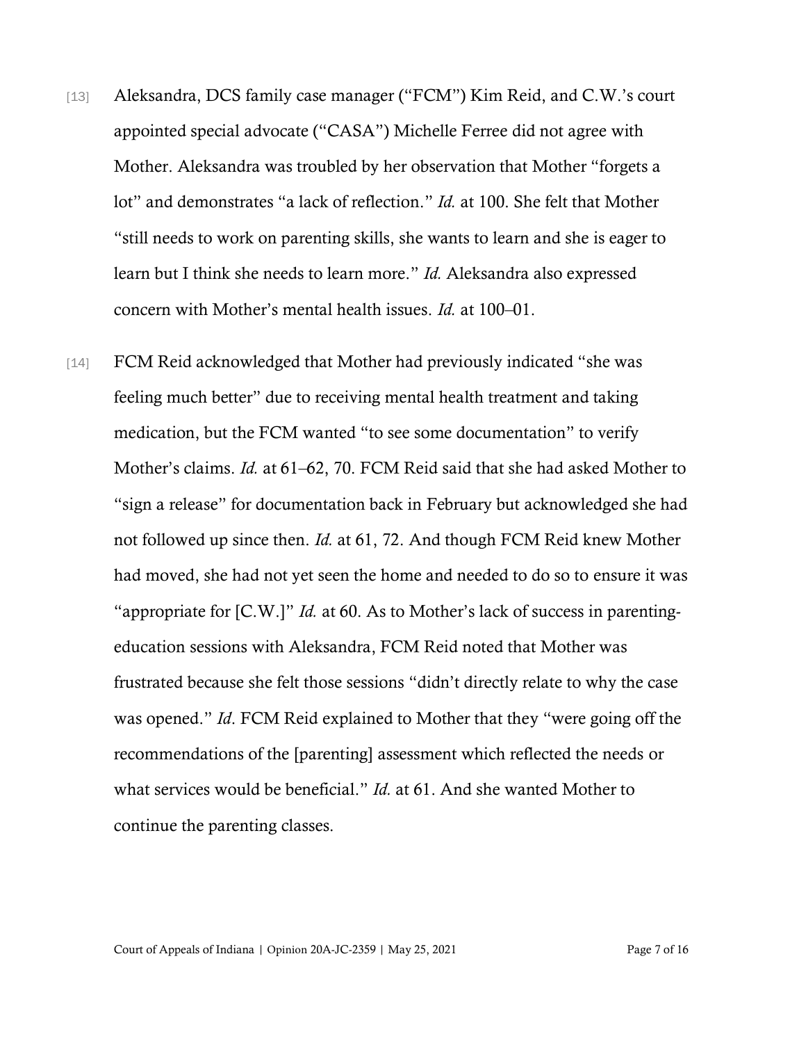[13] Aleksandra, DCS family case manager ("FCM") Kim Reid, and C.W.'s court appointed special advocate ("CASA") Michelle Ferree did not agree with Mother. Aleksandra was troubled by her observation that Mother "forgets a lot" and demonstrates "a lack of reflection." *Id.* at 100. She felt that Mother "still needs to work on parenting skills, she wants to learn and she is eager to learn but I think she needs to learn more." *Id.* Aleksandra also expressed concern with Mother's mental health issues. *Id.* at 100–01.

[14] FCM Reid acknowledged that Mother had previously indicated "she was feeling much better" due to receiving mental health treatment and taking medication, but the FCM wanted "to see some documentation" to verify Mother's claims. *Id.* at 61–62, 70. FCM Reid said that she had asked Mother to "sign a release" for documentation back in February but acknowledged she had not followed up since then. *Id.* at 61, 72. And though FCM Reid knew Mother had moved, she had not yet seen the home and needed to do so to ensure it was "appropriate for [C.W.]" *Id.* at 60. As to Mother's lack of success in parenting-education sessions with Aleksandra, FCM Reid noted that Mother was frustrated because she felt those sessions "didn't directly relate to why the case was opened." *Id*. FCM Reid explained to Mother that they "were going off the recommendations of the [parenting] assessment which reflected the needs or what services would be beneficial." *Id.* at 61. And she wanted Mother to continue the parenting classes.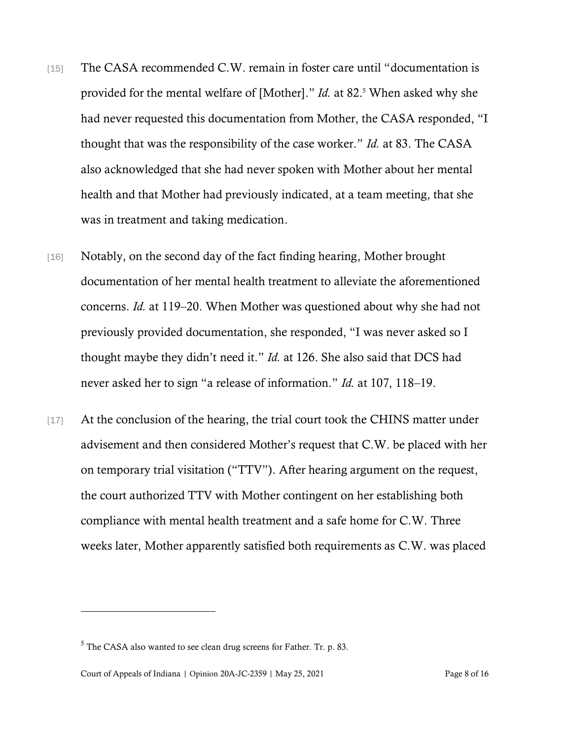[15] The CASA recommended C.W. remain in foster care until "documentation is provided for the mental welfare of [Mother]." *Id.* at 82.[5] When asked why she had never requested this documentation from Mother, the CASA responded, "I thought that was the responsibility of the case worker." *Id.* at 83. The CASA also acknowledged that she had never spoken with Mother about her mental health and that Mother had previously indicated, at a team meeting, that she was in treatment and taking medication.

[16] Notably, on the second day of the fact finding hearing, Mother brought documentation of her mental health treatment to alleviate the aforementioned concerns. *Id.* at 119–20. When Mother was questioned about why she had not previously provided documentation, she responded, "I was never asked so I thought maybe they didn't need it." *Id.* at 126. She also said that DCS had never asked her to sign "a release of information." *Id.* at 107, 118–19.

[17] At the conclusion of the hearing, the trial court took the CHINS matter under advisement and then considered Mother's request that C.W. be placed with her on temporary trial visitation ("TTV"). After hearing argument on the request, the court authorized TTV with Mother contingent on her establishing both compliance with mental health treatment and a safe home for C.W. Three weeks later, Mother apparently satisfied both requirements as C.W. was placed

---

[5] The CASA also wanted to see clean drug screens for Father. Tr. p. 83.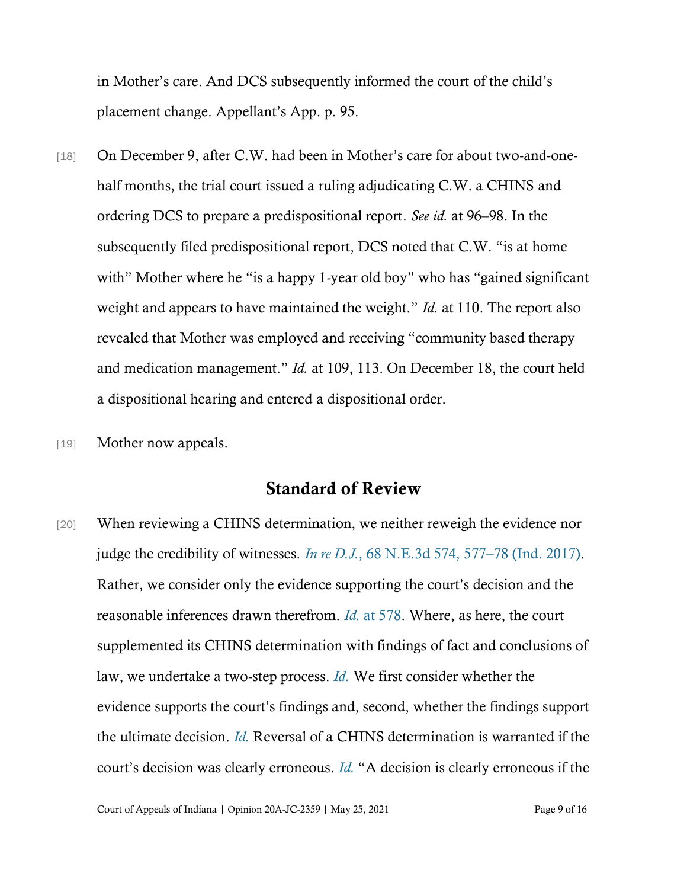in Mother's care. And DCS subsequently informed the court of the child's placement change. Appellant's App. p. 95.

[18] On December 9, after C.W. had been in Mother's care for about two-and-one-half months, the trial court issued a ruling adjudicating C.W. a CHINS and ordering DCS to prepare a predispositional report. *See id.* at 96–98. In the subsequently filed predispositional report, DCS noted that C.W. "is at home with" Mother where he "is a happy 1-year old boy" who has "gained significant weight and appears to have maintained the weight." *Id.* at 110. The report also revealed that Mother was employed and receiving "community based therapy and medication management." *Id.* at 109, 113. On December 18, the court held a dispositional hearing and entered a dispositional order.

[19] Mother now appeals.

## Standard of Review

[20] When reviewing a CHINS determination, we neither reweigh the evidence nor judge the credibility of witnesses. *In re D.J.*, 68 N.E.3d 574, 577–78 (Ind. 2017). Rather, we consider only the evidence supporting the court's decision and the reasonable inferences drawn therefrom. *Id.* at 578. Where, as here, the court supplemented its CHINS determination with findings of fact and conclusions of law, we undertake a two-step process. *Id.* We first consider whether the evidence supports the court's findings and, second, whether the findings support the ultimate decision. *Id.* Reversal of a CHINS determination is warranted if the court's decision was clearly erroneous. *Id.* "A decision is clearly erroneous if the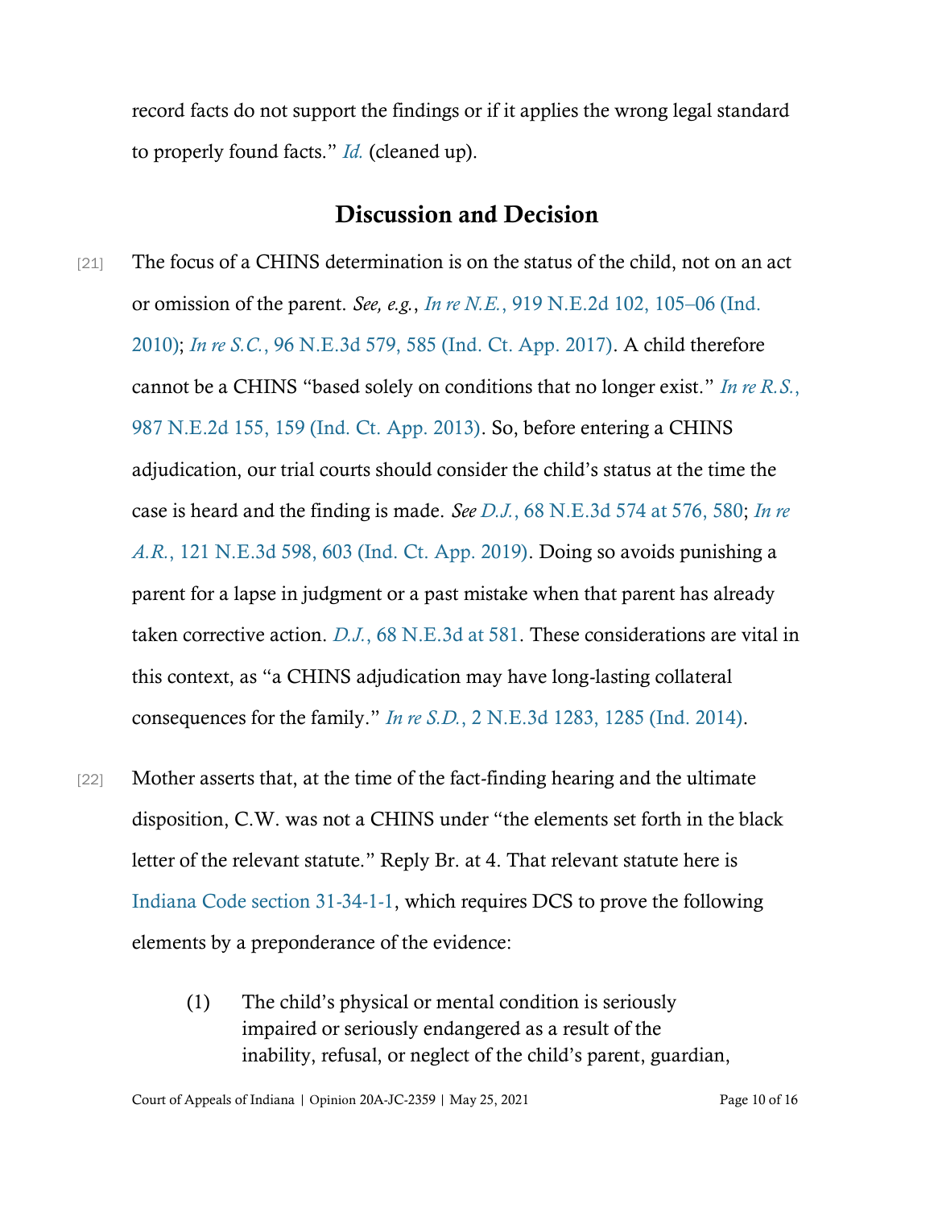record facts do not support the findings or if it applies the wrong legal standard to properly found facts." *Id.* (cleaned up).

## Discussion and Decision

[21] The focus of a CHINS determination is on the status of the child, not on an act or omission of the parent. *See, e.g.*, *In re N.E.*, 919 N.E.2d 102, 105–06 (Ind. 2010); *In re S.C.*, 96 N.E.3d 579, 585 (Ind. Ct. App. 2017). A child therefore cannot be a CHINS "based solely on conditions that no longer exist." *In re R.S.*, 987 N.E.2d 155, 159 (Ind. Ct. App. 2013). So, before entering a CHINS adjudication, our trial courts should consider the child's status at the time the case is heard and the finding is made. *See D.J.*, 68 N.E.3d 574 at 576, 580; *In re A.R.*, 121 N.E.3d 598, 603 (Ind. Ct. App. 2019). Doing so avoids punishing a parent for a lapse in judgment or a past mistake when that parent has already taken corrective action. *D.J.*, 68 N.E.3d at 581. These considerations are vital in this context, as "a CHINS adjudication may have long-lasting collateral consequences for the family." *In re S.D.*, 2 N.E.3d 1283, 1285 (Ind. 2014).

[22] Mother asserts that, at the time of the fact-finding hearing and the ultimate disposition, C.W. was not a CHINS under "the elements set forth in the black letter of the relevant statute." Reply Br. at 4. That relevant statute here is Indiana Code section 31-34-1-1, which requires DCS to prove the following elements by a preponderance of the evidence:

> (1) The child's physical or mental condition is seriously impaired or seriously endangered as a result of the inability, refusal, or neglect of the child's parent, guardian,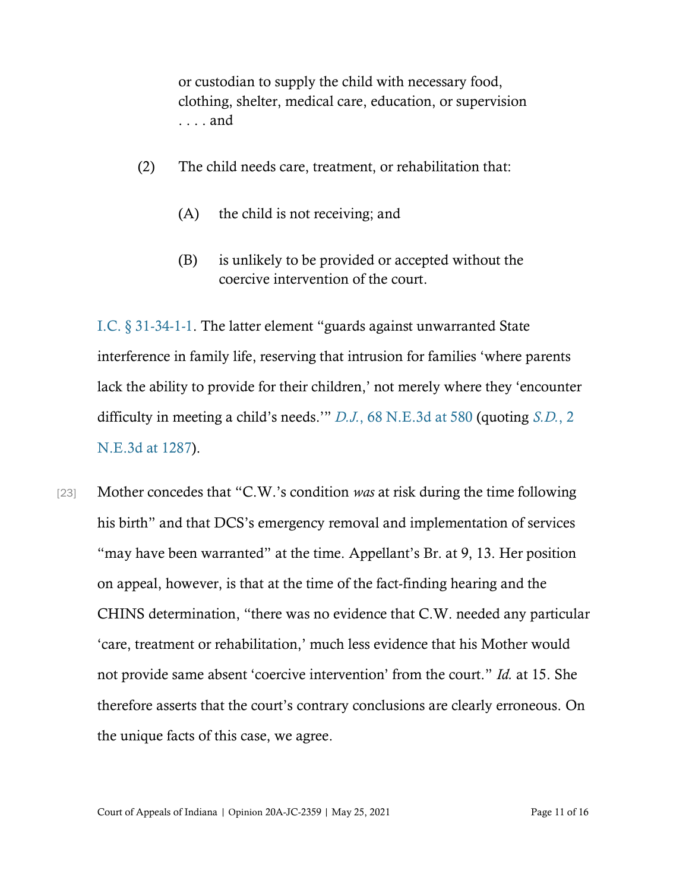> or custodian to supply the child with necessary food, clothing, shelter, medical care, education, or supervision . . . . and
>
> (2) The child needs care, treatment, or rehabilitation that:
>
> (A) the child is not receiving; and
>
> (B) is unlikely to be provided or accepted without the coercive intervention of the court.

I.C. § 31-34-1-1. The latter element "guards against unwarranted State interference in family life, reserving that intrusion for families 'where parents lack the ability to provide for their children,' not merely where they 'encounter difficulty in meeting a child's needs.'" *D.J.*, 68 N.E.3d at 580 (quoting *S.D.*, 2 N.E.3d at 1287).

[23] Mother concedes that "C.W.'s condition *was* at risk during the time following his birth" and that DCS's emergency removal and implementation of services "may have been warranted" at the time. Appellant's Br. at 9, 13. Her position on appeal, however, is that at the time of the fact-finding hearing and the CHINS determination, "there was no evidence that C.W. needed any particular 'care, treatment or rehabilitation,' much less evidence that his Mother would not provide same absent 'coercive intervention' from the court." *Id.* at 15. She therefore asserts that the court's contrary conclusions are clearly erroneous. On the unique facts of this case, we agree.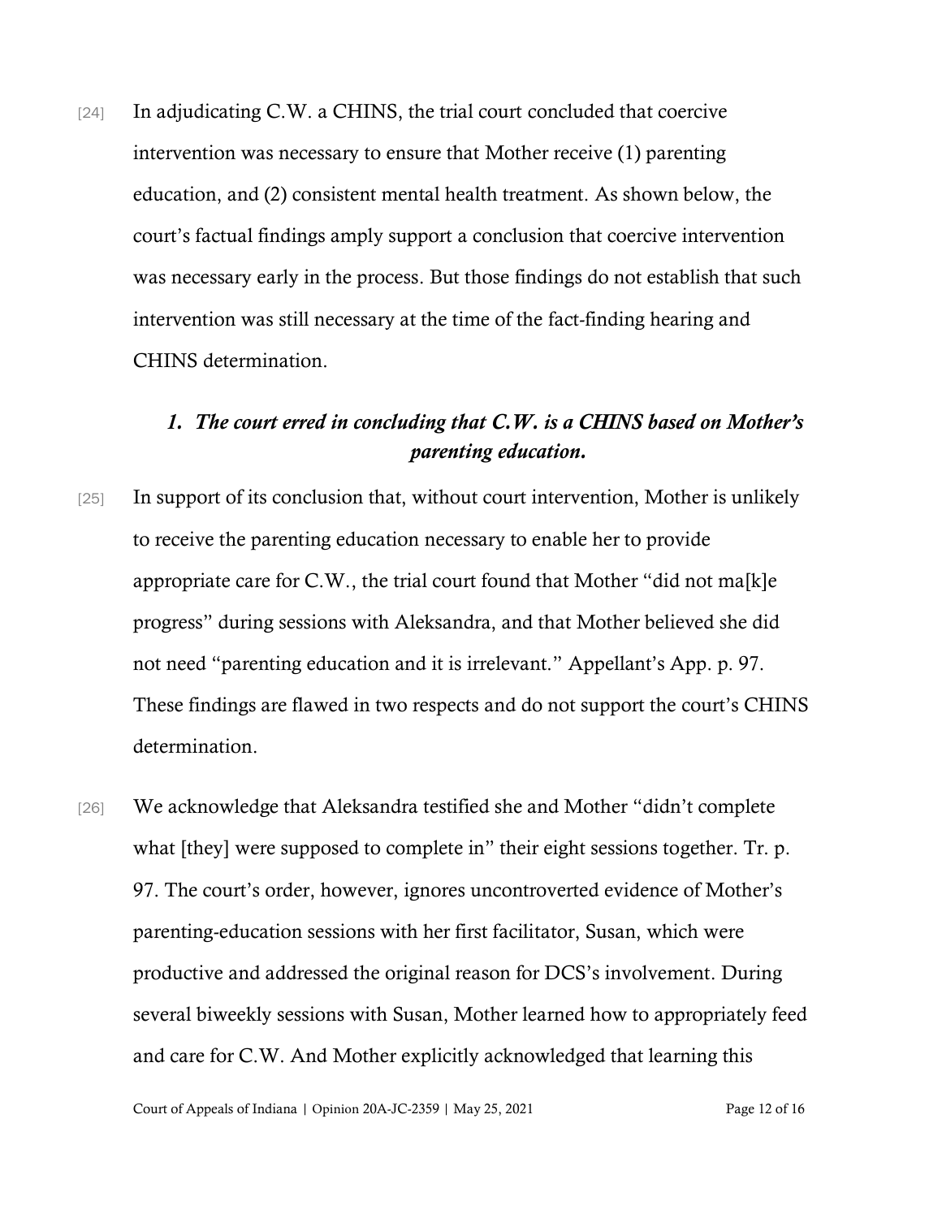[24] In adjudicating C.W. a CHINS, the trial court concluded that coercive intervention was necessary to ensure that Mother receive (1) parenting education, and (2) consistent mental health treatment. As shown below, the court's factual findings amply support a conclusion that coercive intervention was necessary early in the process. But those findings do not establish that such intervention was still necessary at the time of the fact-finding hearing and CHINS determination.

### *1. The court erred in concluding that C.W. is a CHINS based on Mother's parenting education.*

[25] In support of its conclusion that, without court intervention, Mother is unlikely to receive the parenting education necessary to enable her to provide appropriate care for C.W., the trial court found that Mother "did not ma[k]e progress" during sessions with Aleksandra, and that Mother believed she did not need "parenting education and it is irrelevant." Appellant's App. p. 97. These findings are flawed in two respects and do not support the court's CHINS determination.

[26] We acknowledge that Aleksandra testified she and Mother "didn't complete what [they] were supposed to complete in" their eight sessions together. Tr. p. 97. The court's order, however, ignores uncontroverted evidence of Mother's parenting-education sessions with her first facilitator, Susan, which were productive and addressed the original reason for DCS's involvement. During several biweekly sessions with Susan, Mother learned how to appropriately feed and care for C.W. And Mother explicitly acknowledged that learning this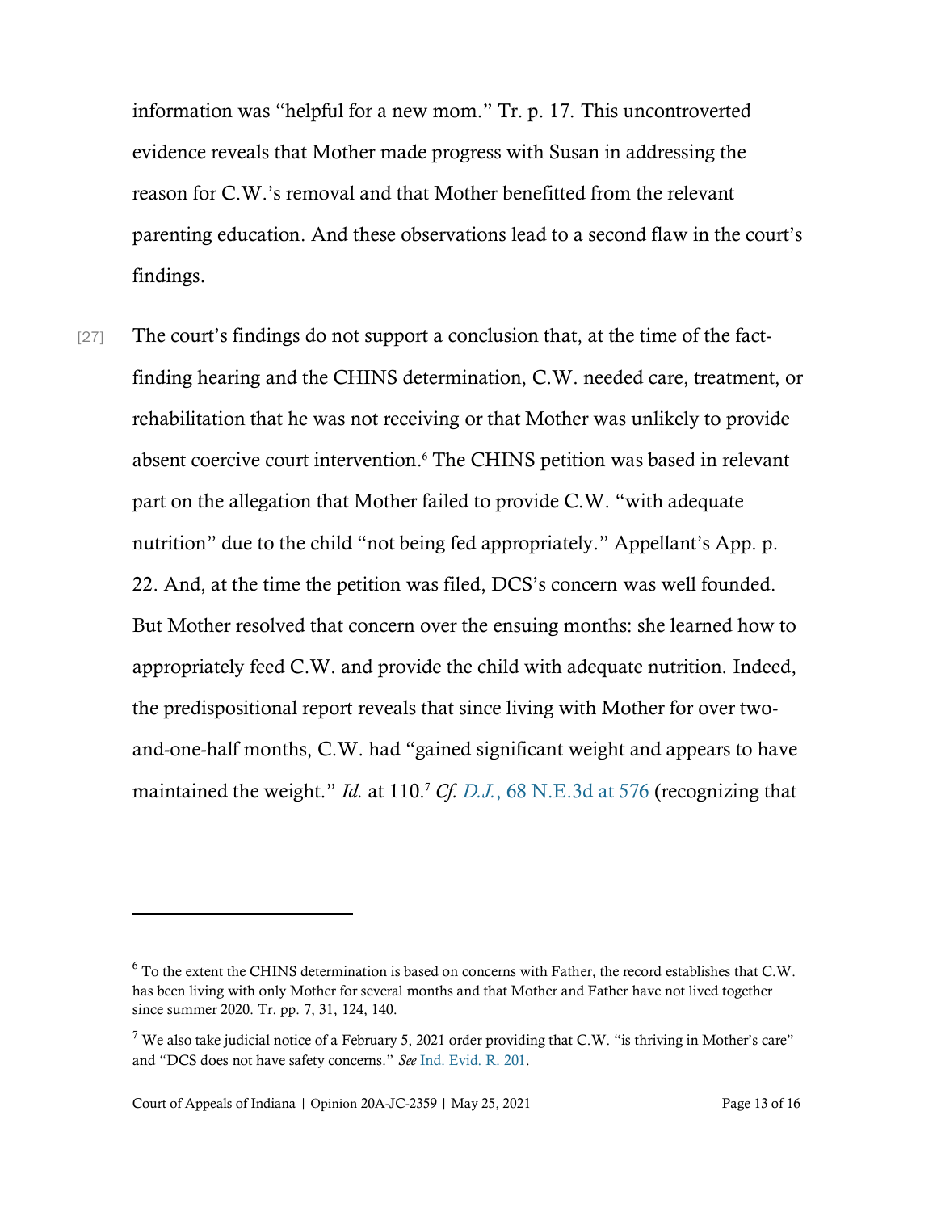information was "helpful for a new mom." Tr. p. 17. This uncontroverted evidence reveals that Mother made progress with Susan in addressing the reason for C.W.'s removal and that Mother benefitted from the relevant parenting education. And these observations lead to a second flaw in the court's findings.

[27] The court's findings do not support a conclusion that, at the time of the fact-finding hearing and the CHINS determination, C.W. needed care, treatment, or rehabilitation that he was not receiving or that Mother was unlikely to provide absent coercive court intervention.[6] The CHINS petition was based in relevant part on the allegation that Mother failed to provide C.W. "with adequate nutrition" due to the child "not being fed appropriately." Appellant's App. p. 22. And, at the time the petition was filed, DCS's concern was well founded. But Mother resolved that concern over the ensuing months: she learned how to appropriately feed C.W. and provide the child with adequate nutrition. Indeed, the predispositional report reveals that since living with Mother for over two-and-one-half months, C.W. had "gained significant weight and appears to have maintained the weight." *Id.* at 110.[7] *Cf. D.J.*, 68 N.E.3d at 576 (recognizing that

---

[6] To the extent the CHINS determination is based on concerns with Father, the record establishes that C.W. has been living with only Mother for several months and that Mother and Father have not lived together since summer 2020. Tr. pp. 7, 31, 124, 140.

[7] We also take judicial notice of a February 5, 2021 order providing that C.W. "is thriving in Mother's care" and "DCS does not have safety concerns." *See* Ind. Evid. R. 201.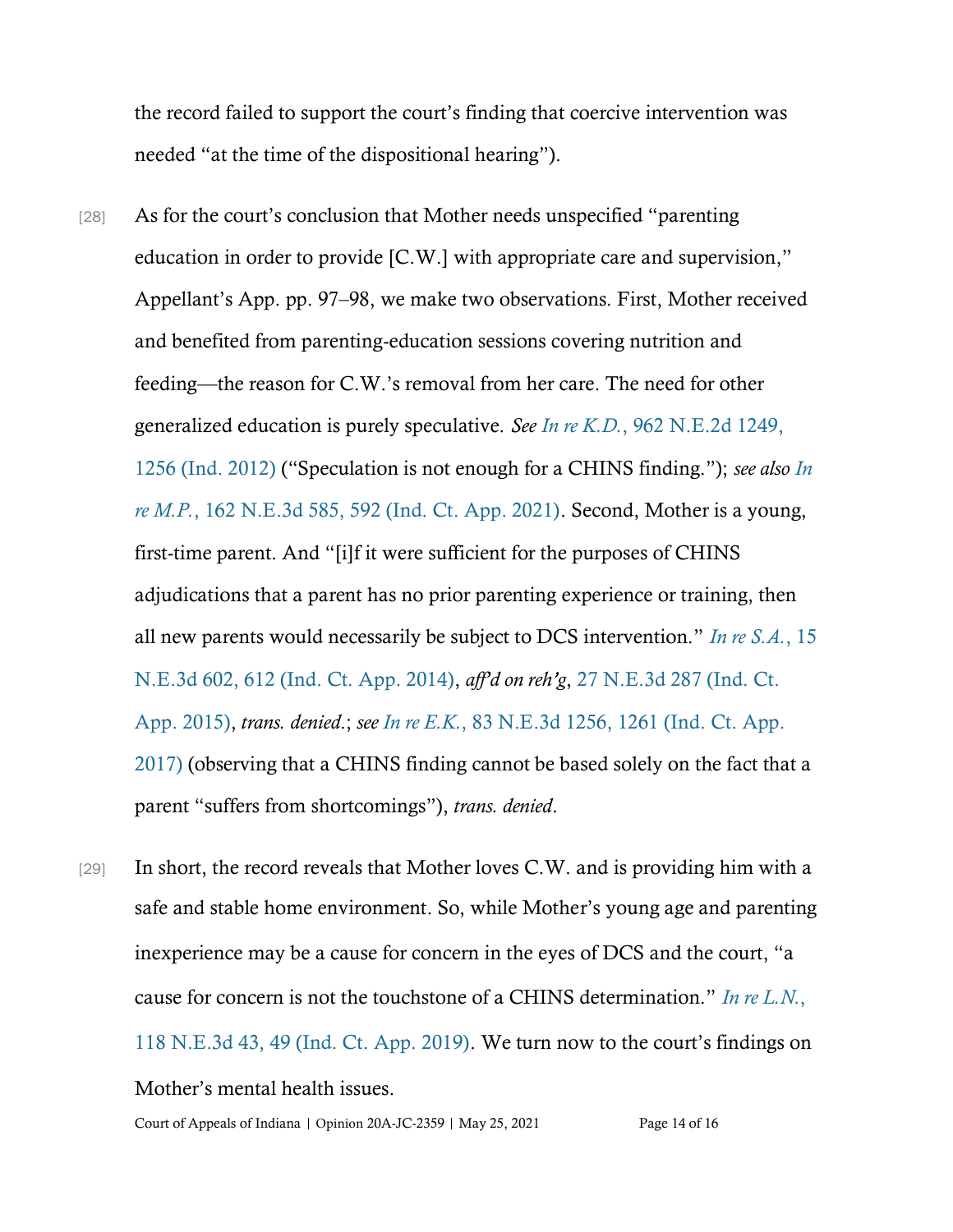the record failed to support the court's finding that coercive intervention was needed "at the time of the dispositional hearing").

[28] As for the court's conclusion that Mother needs unspecified "parenting education in order to provide [C.W.] with appropriate care and supervision," Appellant's App. pp. 97–98, we make two observations. First, Mother received and benefited from parenting-education sessions covering nutrition and feeding—the reason for C.W.'s removal from her care. The need for other generalized education is purely speculative. *See In re K.D.*, 962 N.E.2d 1249, 1256 (Ind. 2012) ("Speculation is not enough for a CHINS finding."); *see also In re M.P.*, 162 N.E.3d 585, 592 (Ind. Ct. App. 2021). Second, Mother is a young, first-time parent. And "[i]f it were sufficient for the purposes of CHINS adjudications that a parent has no prior parenting experience or training, then all new parents would necessarily be subject to DCS intervention." *In re S.A.*, 15 N.E.3d 602, 612 (Ind. Ct. App. 2014), *aff'd on reh'g*, 27 N.E.3d 287 (Ind. Ct. App. 2015), *trans. denied*.; *see In re E.K.*, 83 N.E.3d 1256, 1261 (Ind. Ct. App. 2017) (observing that a CHINS finding cannot be based solely on the fact that a parent "suffers from shortcomings"), *trans. denied*.

[29] In short, the record reveals that Mother loves C.W. and is providing him with a safe and stable home environment. So, while Mother's young age and parenting inexperience may be a cause for concern in the eyes of DCS and the court, "a cause for concern is not the touchstone of a CHINS determination." *In re L.N.*, 118 N.E.3d 43, 49 (Ind. Ct. App. 2019). We turn now to the court's findings on Mother's mental health issues.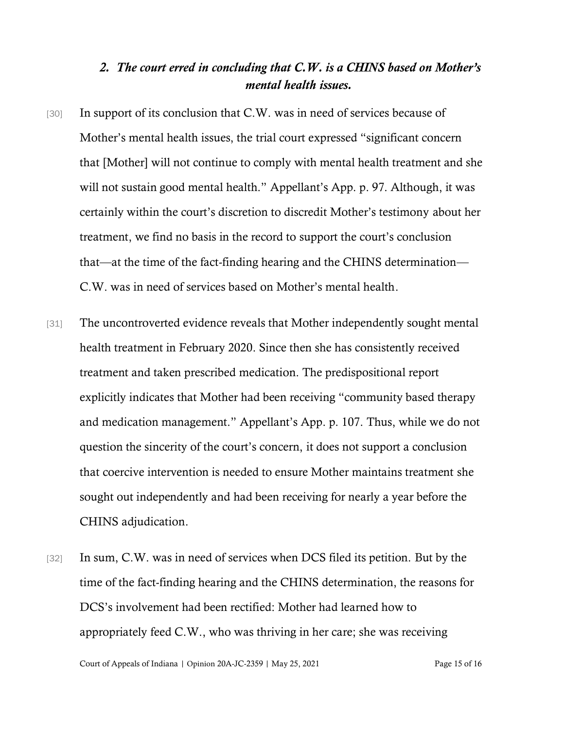### *2. The court erred in concluding that C.W. is a CHINS based on Mother's mental health issues.*

[30] In support of its conclusion that C.W. was in need of services because of Mother's mental health issues, the trial court expressed "significant concern that [Mother] will not continue to comply with mental health treatment and she will not sustain good mental health." Appellant's App. p. 97. Although, it was certainly within the court's discretion to discredit Mother's testimony about her treatment, we find no basis in the record to support the court's conclusion that—at the time of the fact-finding hearing and the CHINS determination—C.W. was in need of services based on Mother's mental health.

[31] The uncontroverted evidence reveals that Mother independently sought mental health treatment in February 2020. Since then she has consistently received treatment and taken prescribed medication. The predispositional report explicitly indicates that Mother had been receiving "community based therapy and medication management." Appellant's App. p. 107. Thus, while we do not question the sincerity of the court's concern, it does not support a conclusion that coercive intervention is needed to ensure Mother maintains treatment she sought out independently and had been receiving for nearly a year before the CHINS adjudication.

[32] In sum, C.W. was in need of services when DCS filed its petition. But by the time of the fact-finding hearing and the CHINS determination, the reasons for DCS's involvement had been rectified: Mother had learned how to appropriately feed C.W., who was thriving in her care; she was receiving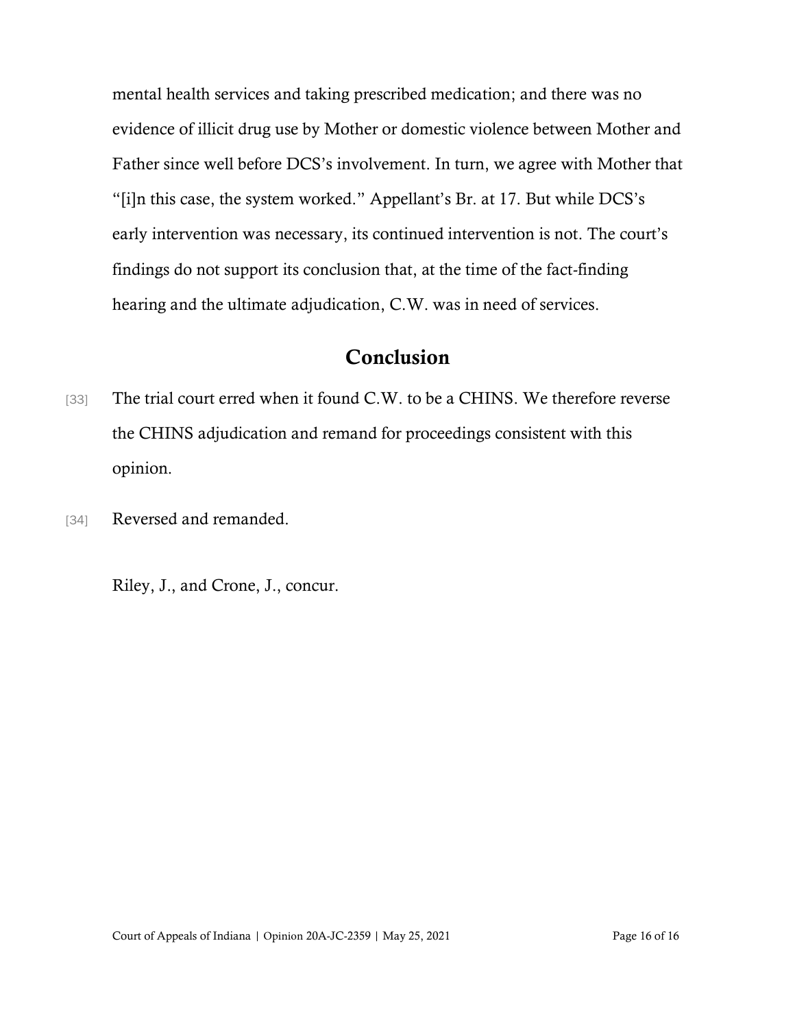mental health services and taking prescribed medication; and there was no evidence of illicit drug use by Mother or domestic violence between Mother and Father since well before DCS's involvement. In turn, we agree with Mother that "[i]n this case, the system worked." Appellant's Br. at 17. But while DCS's early intervention was necessary, its continued intervention is not. The court's findings do not support its conclusion that, at the time of the fact-finding hearing and the ultimate adjudication, C.W. was in need of services.

## Conclusion

[33] The trial court erred when it found C.W. to be a CHINS. We therefore reverse the CHINS adjudication and remand for proceedings consistent with this opinion.

[34] Reversed and remanded.

Riley, J., and Crone, J., concur.